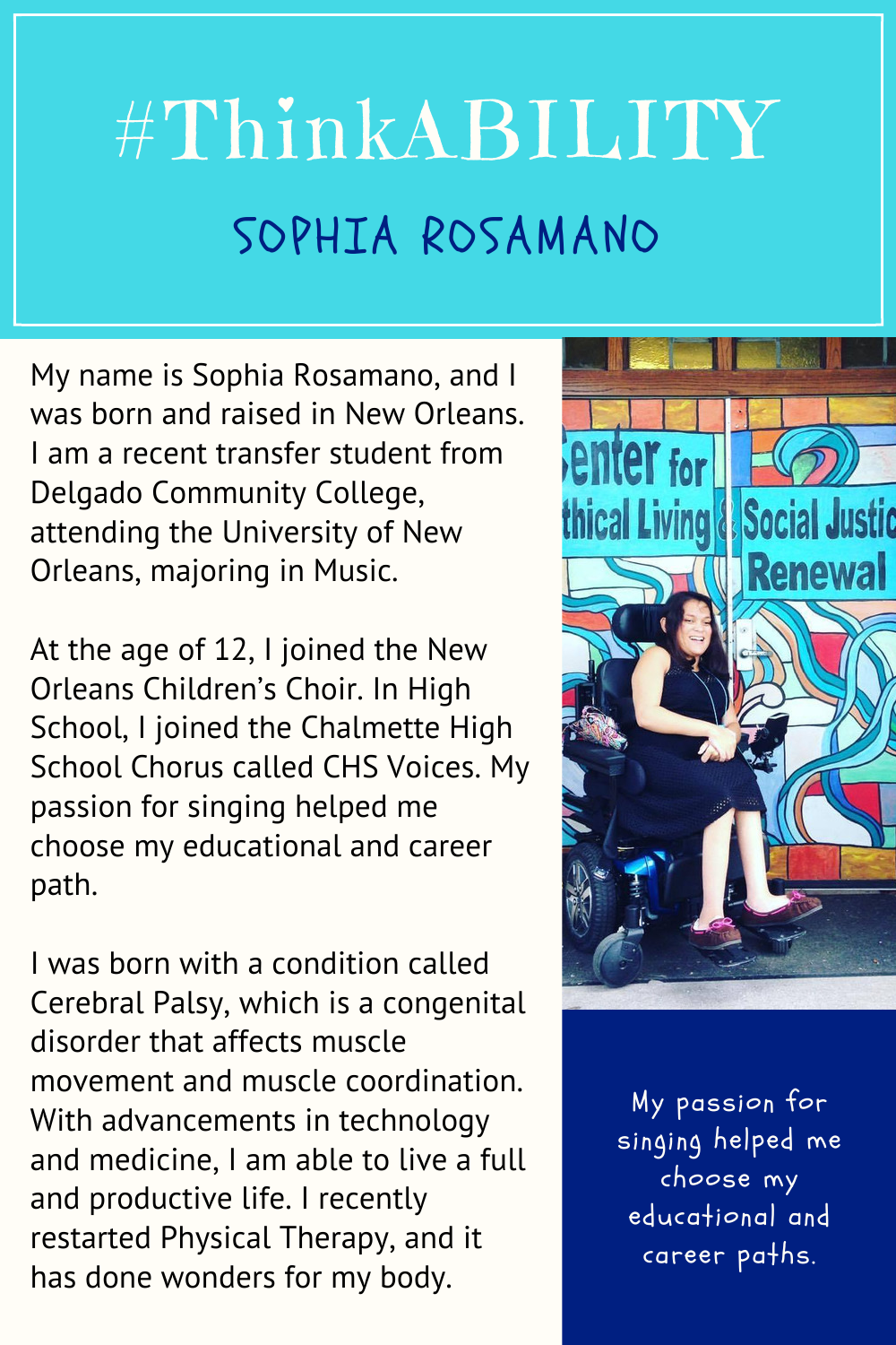# #ThinkABILITY

## SOPHIA ROSAMANO

My name is Sophia Rosamano, and I was born and raised in New Orleans. I am a recent transfer student from Delgado Community College, attending the University of New Orleans, majoring in Music.

At the age of 12, I joined the New Orleans Children's Choir. In High School, I joined the Chalmette High School Chorus called CHS Voices. My passion for singing helped me choose my educational and career path.

I was born with a condition called Cerebral Palsy, which is a congenital disorder that affects muscle movement and muscle coordination. With advancements in technology and medicine, I am able to live a full and productive life. I recently restarted Physical Therapy, and it has done wonders for my body.

My passion for singing helped me choose my educational and career paths.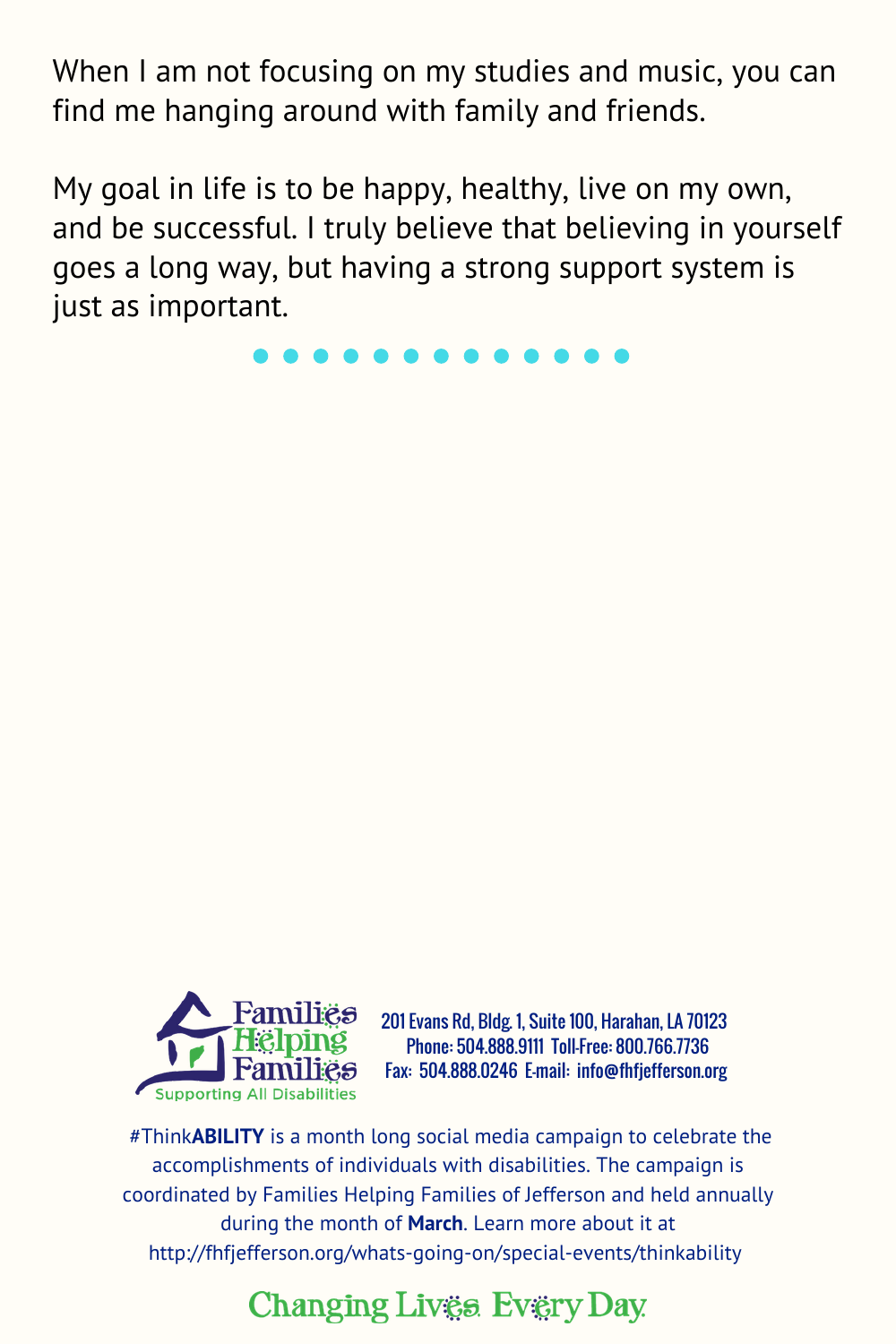When I am not focusing on my studies and music, you can find me hanging around with family and friends.

My goal in life is to be happy, healthy, live on my own, and be successful. I truly believe that believing in yourself goes a long way, but having a strong support system is just as important.

Families Helping Families
Supporting All Disabilities

201 Evans Rd, Bldg. 1, Suite 100, Harahan, LA 70123
Phone: 504.888.9111 Toll-Free: 800.766.7736
Fax: 504.888.0246 E-mail: info@fhfjefferson.org

#Think**ABILITY** is a month long social media campaign to celebrate the accomplishments of individuals with disabilities. The campaign is coordinated by Families Helping Families of Jefferson and held annually during the month of **March**. Learn more about it at http://fhfjefferson.org/whats-going-on/special-events/thinkability

Changing Lives Every Day.